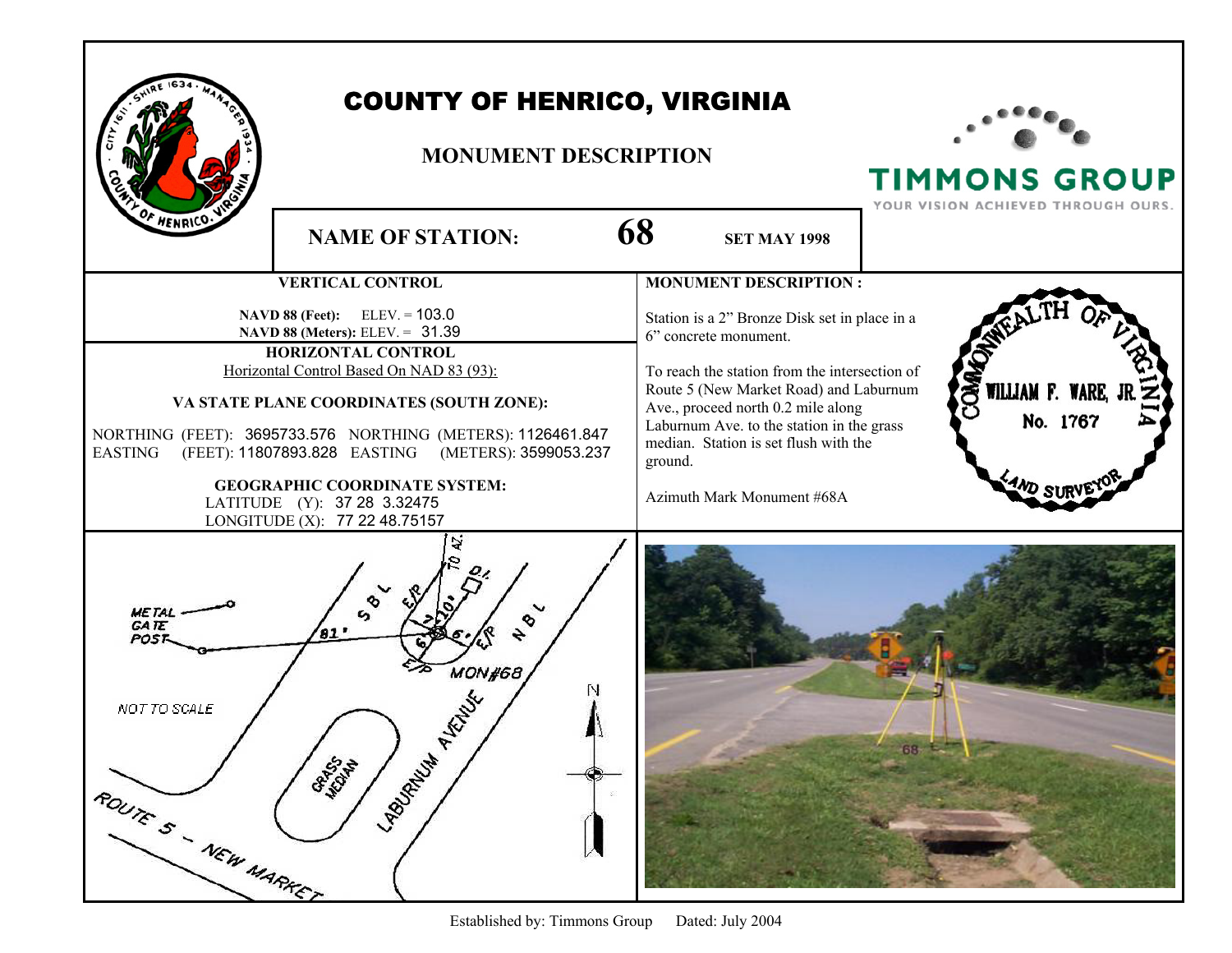# COUNTY OF HENRICO, VIRGINIA

## MONUMENT DESCRIPTION

TIMMONS GROUP
YOUR VISION ACHIEVED THROUGH OURS.

**NAME OF STATION:** **68** **SET MAY 1998**

### VERTICAL CONTROL

**NAVD 88 (Feet):** ELEV. = 103.0
**NAVD 88 (Meters):** ELEV. = 31.39

### HORIZONTAL CONTROL

Horizontal Control Based On NAD 83 (93):

**VA STATE PLANE COORDINATES (SOUTH ZONE):**

NORTHING (FEET): 3695733.576 NORTHING (METERS): 1126461.847
EASTING (FEET): 11807893.828 EASTING (METERS): 3599053.237

**GEOGRAPHIC COORDINATE SYSTEM:**

LATITUDE (Y): 37 28 3.32475
LONGITUDE (X): 77 22 48.75157

### MONUMENT DESCRIPTION :

Station is a 2" Bronze Disk set in place in a 6" concrete monument.

To reach the station from the intersection of Route 5 (New Market Road) and Laburnum Ave., proceed north 0.2 mile along Laburnum Ave. to the station in the grass median. Station is set flush with the ground.

Azimuth Mark Monument #68A

COMMONWEALTH OF VIRGINIA
WILLIAM F. WARE, JR.
No. 1767
LAND SURVEYOR

METAL GATE POST
81'
SBL
E/P
TO AZ.
20'
6'
6'
E/P
NBL
E/P
MON#68
NOT TO SCALE
N
GRASS MEDIAN
LABURNUM AVENUE
ROUTE 5 – NEW MARKET

68

Established by: Timmons Group Dated: July 2004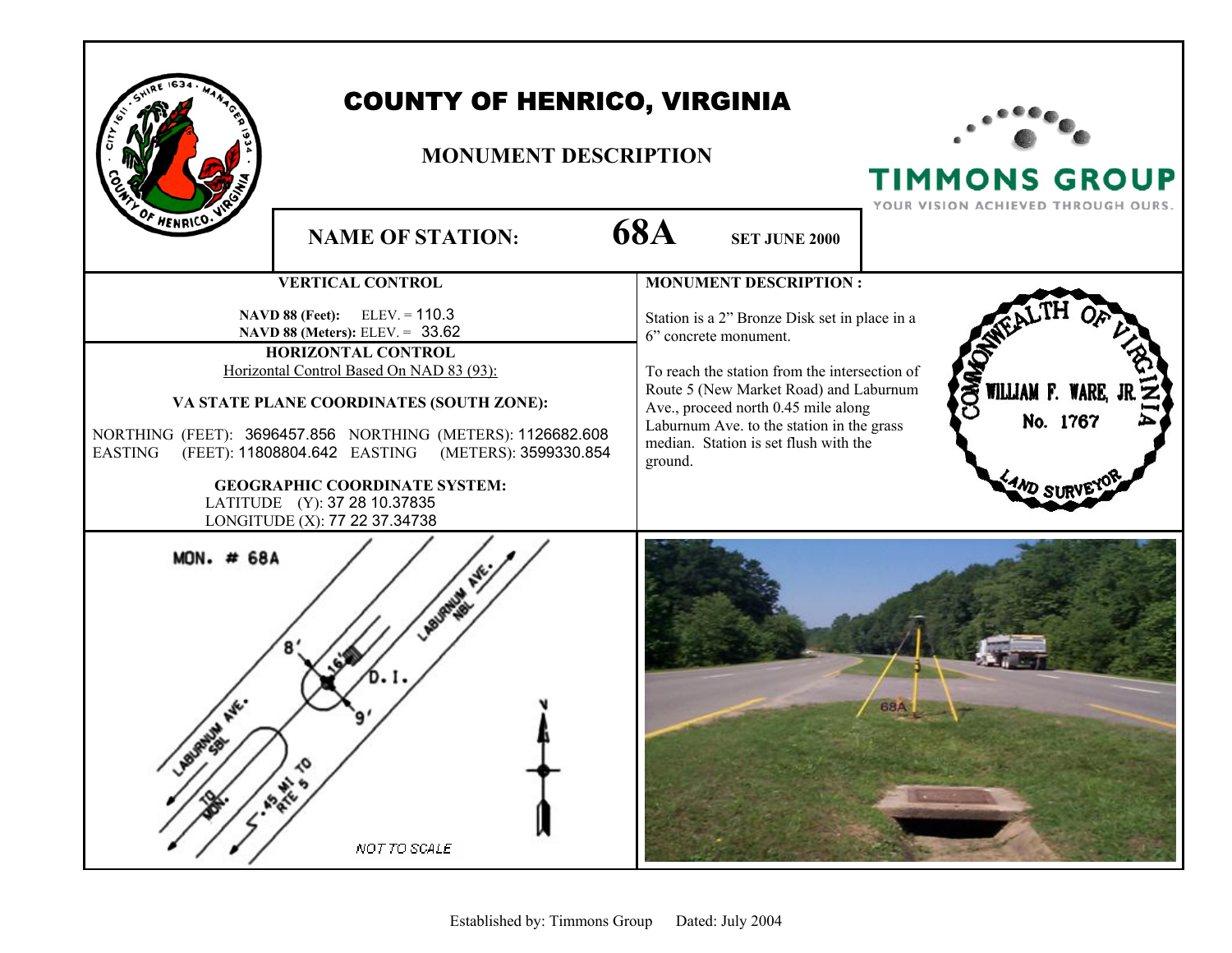# COUNTY OF HENRICO, VIRGINIA

## MONUMENT DESCRIPTION

TIMMONS GROUP
YOUR VISION ACHIEVED THROUGH OURS.

**NAME OF STATION:** **68A** **SET JUNE 2000**

**VERTICAL CONTROL**

**NAVD 88 (Feet):** ELEV. = 110.3
**NAVD 88 (Meters):** ELEV. = 33.62

**HORIZONTAL CONTROL**

Horizontal Control Based On NAD 83 (93):

**VA STATE PLANE COORDINATES (SOUTH ZONE):**

NORTHING (FEET): 3696457.856 NORTHING (METERS): 1126682.608
EASTING (FEET): 11808804.642 EASTING (METERS): 3599330.854

**GEOGRAPHIC COORDINATE SYSTEM:**

LATITUDE (Y): 37 28 10.37835
LONGITUDE (X): 77 22 37.34738

**MONUMENT DESCRIPTION :**

Station is a 2" Bronze Disk set in place in a 6" concrete monument.

To reach the station from the intersection of Route 5 (New Market Road) and Laburnum Ave., proceed north 0.45 mile along Laburnum Ave. to the station in the grass median. Station is set flush with the ground.

COMMONWEALTH OF VIRGINIA
WILLIAM F. WARE, JR.
No. 1767
LAND SURVEYOR

MON. # 68A

LABURNUM AVE. NBL
LABURNUM AVE. SBL
TO MON.
.45 MI TO RTE 5
D.I.
8'
16'
9'
N
NOT TO SCALE

68A

Established by: Timmons Group Dated: July 2004